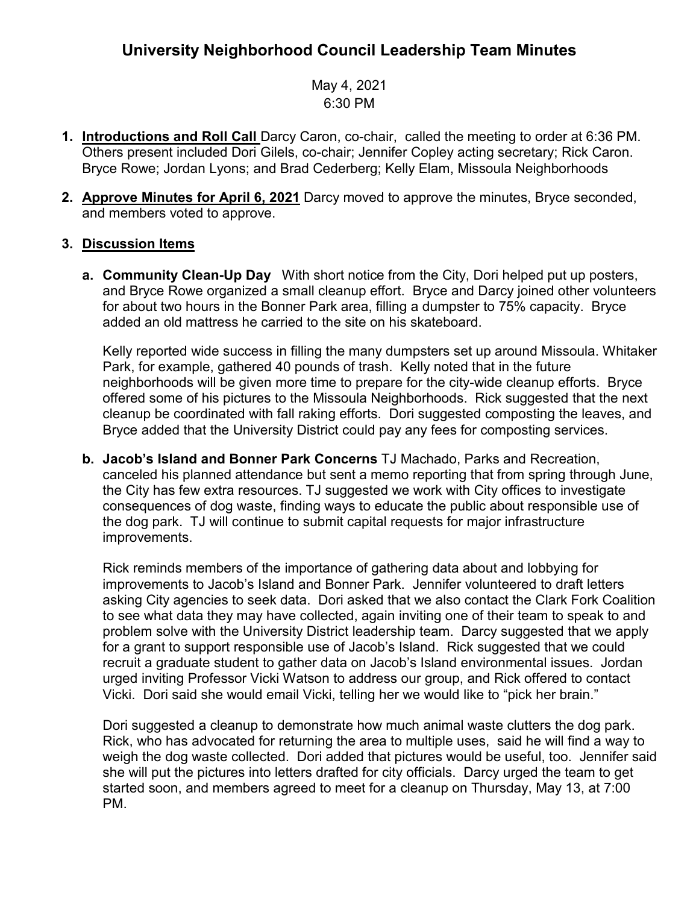# University Neighborhood Council Leadership Team Minutes

May 4, 2021
6:30 PM

1. **Introductions and Roll Call** Darcy Caron, co-chair, called the meeting to order at 6:36 PM. Others present included Dori Gilels, co-chair; Jennifer Copley acting secretary; Rick Caron. Bryce Rowe; Jordan Lyons; and Brad Cederberg; Kelly Elam, Missoula Neighborhoods

2. **Approve Minutes for April 6, 2021** Darcy moved to approve the minutes, Bryce seconded, and members voted to approve.

3. **Discussion Items**

   a. **Community Clean-Up Day** With short notice from the City, Dori helped put up posters, and Bryce Rowe organized a small cleanup effort. Bryce and Darcy joined other volunteers for about two hours in the Bonner Park area, filling a dumpster to 75% capacity. Bryce added an old mattress he carried to the site on his skateboard.

   Kelly reported wide success in filling the many dumpsters set up around Missoula. Whitaker Park, for example, gathered 40 pounds of trash. Kelly noted that in the future neighborhoods will be given more time to prepare for the city-wide cleanup efforts. Bryce offered some of his pictures to the Missoula Neighborhoods. Rick suggested that the next cleanup be coordinated with fall raking efforts. Dori suggested composting the leaves, and Bryce added that the University District could pay any fees for composting services.

   b. **Jacob's Island and Bonner Park Concerns** TJ Machado, Parks and Recreation, canceled his planned attendance but sent a memo reporting that from spring through June, the City has few extra resources. TJ suggested we work with City offices to investigate consequences of dog waste, finding ways to educate the public about responsible use of the dog park. TJ will continue to submit capital requests for major infrastructure improvements.

   Rick reminds members of the importance of gathering data about and lobbying for improvements to Jacob's Island and Bonner Park. Jennifer volunteered to draft letters asking City agencies to seek data. Dori asked that we also contact the Clark Fork Coalition to see what data they may have collected, again inviting one of their team to speak to and problem solve with the University District leadership team. Darcy suggested that we apply for a grant to support responsible use of Jacob's Island. Rick suggested that we could recruit a graduate student to gather data on Jacob's Island environmental issues. Jordan urged inviting Professor Vicki Watson to address our group, and Rick offered to contact Vicki. Dori said she would email Vicki, telling her we would like to "pick her brain."

   Dori suggested a cleanup to demonstrate how much animal waste clutters the dog park. Rick, who has advocated for returning the area to multiple uses, said he will find a way to weigh the dog waste collected. Dori added that pictures would be useful, too. Jennifer said she will put the pictures into letters drafted for city officials. Darcy urged the team to get started soon, and members agreed to meet for a cleanup on Thursday, May 13, at 7:00 PM.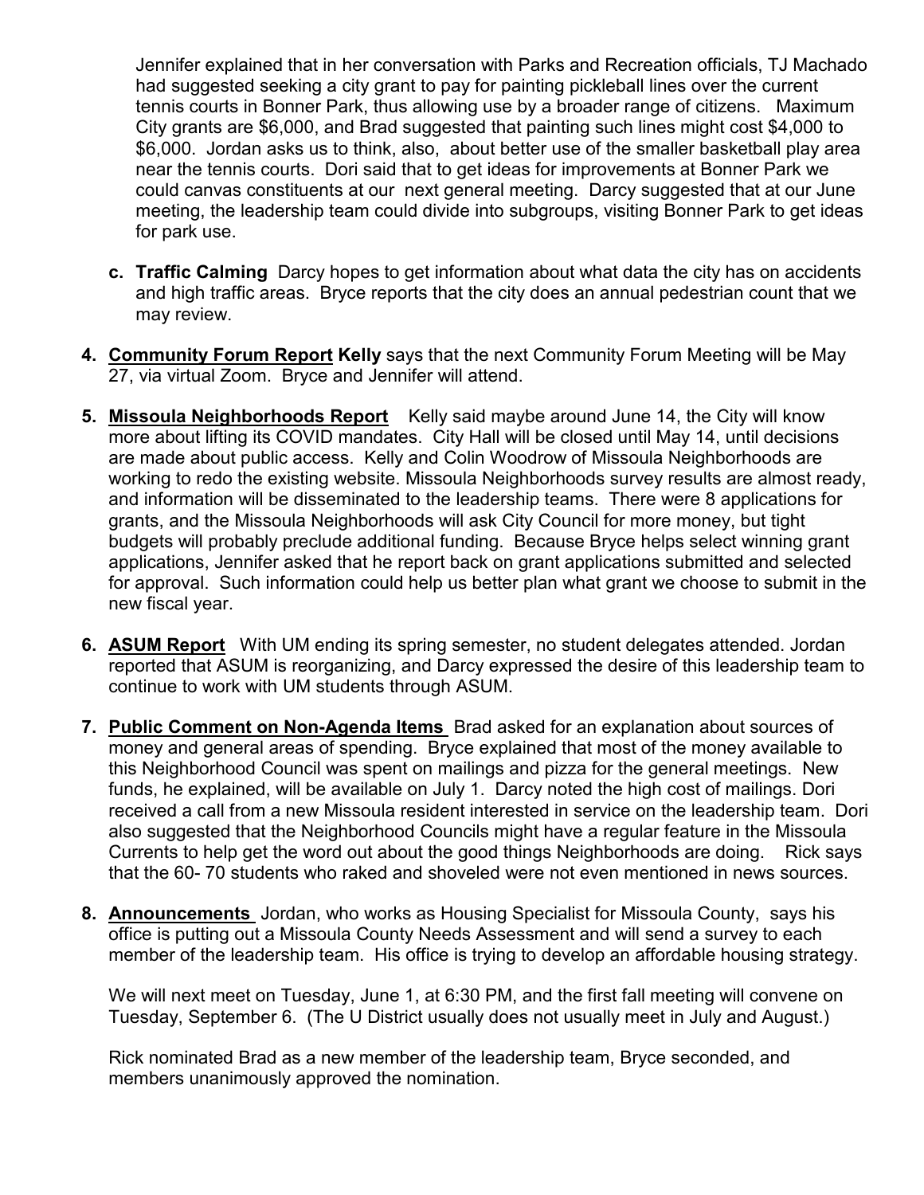Jennifer explained that in her conversation with Parks and Recreation officials, TJ Machado had suggested seeking a city grant to pay for painting pickleball lines over the current tennis courts in Bonner Park, thus allowing use by a broader range of citizens. Maximum City grants are $6,000, and Brad suggested that painting such lines might cost $4,000 to $6,000. Jordan asks us to think, also, about better use of the smaller basketball play area near the tennis courts. Dori said that to get ideas for improvements at Bonner Park we could canvas constituents at our next general meeting. Darcy suggested that at our June meeting, the leadership team could divide into subgroups, visiting Bonner Park to get ideas for park use.

c. **Traffic Calming** Darcy hopes to get information about what data the city has on accidents and high traffic areas. Bryce reports that the city does an annual pedestrian count that we may review.

4. **Community Forum Report Kelly** says that the next Community Forum Meeting will be May 27, via virtual Zoom. Bryce and Jennifer will attend.

5. **Missoula Neighborhoods Report** Kelly said maybe around June 14, the City will know more about lifting its COVID mandates. City Hall will be closed until May 14, until decisions are made about public access. Kelly and Colin Woodrow of Missoula Neighborhoods are working to redo the existing website. Missoula Neighborhoods survey results are almost ready, and information will be disseminated to the leadership teams. There were 8 applications for grants, and the Missoula Neighborhoods will ask City Council for more money, but tight budgets will probably preclude additional funding. Because Bryce helps select winning grant applications, Jennifer asked that he report back on grant applications submitted and selected for approval. Such information could help us better plan what grant we choose to submit in the new fiscal year.

6. **ASUM Report** With UM ending its spring semester, no student delegates attended. Jordan reported that ASUM is reorganizing, and Darcy expressed the desire of this leadership team to continue to work with UM students through ASUM.

7. **Public Comment on Non-Agenda Items** Brad asked for an explanation about sources of money and general areas of spending. Bryce explained that most of the money available to this Neighborhood Council was spent on mailings and pizza for the general meetings. New funds, he explained, will be available on July 1. Darcy noted the high cost of mailings. Dori received a call from a new Missoula resident interested in service on the leadership team. Dori also suggested that the Neighborhood Councils might have a regular feature in the Missoula Currents to help get the word out about the good things Neighborhoods are doing. Rick says that the 60- 70 students who raked and shoveled were not even mentioned in news sources.

8. **Announcements** Jordan, who works as Housing Specialist for Missoula County, says his office is putting out a Missoula County Needs Assessment and will send a survey to each member of the leadership team. His office is trying to develop an affordable housing strategy.

   We will next meet on Tuesday, June 1, at 6:30 PM, and the first fall meeting will convene on Tuesday, September 6. (The U District usually does not usually meet in July and August.)

   Rick nominated Brad as a new member of the leadership team, Bryce seconded, and members unanimously approved the nomination.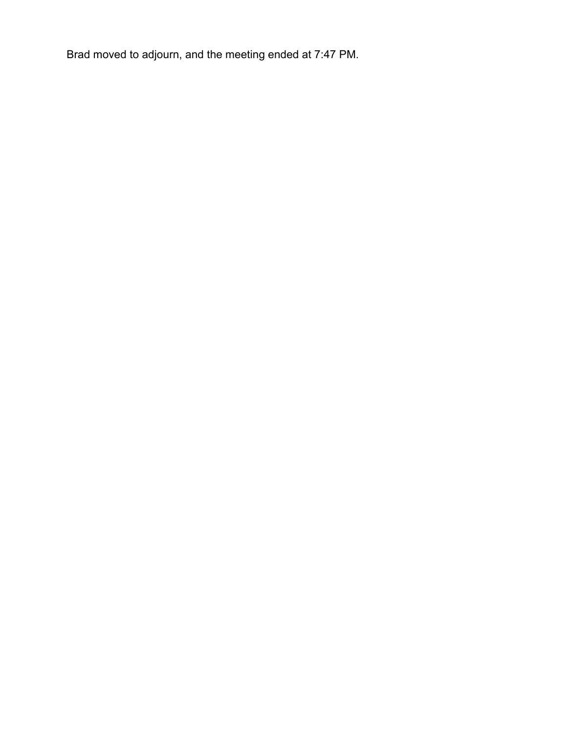Brad moved to adjourn, and the meeting ended at 7:47 PM.